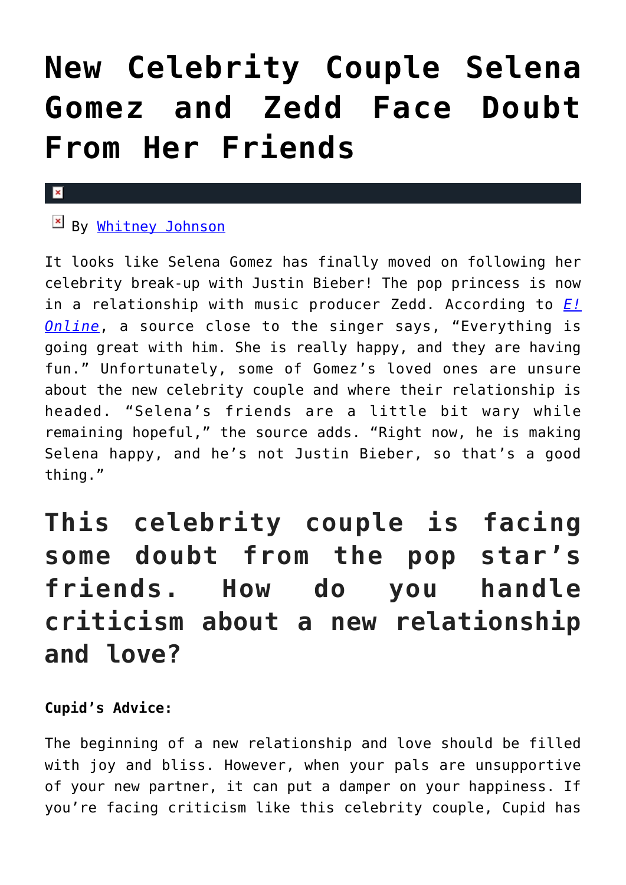# New Celebrity Couple Selena Gomez and Zedd Face Doubt From Her Friends

By [Whitney Johnson]

It looks like Selena Gomez has finally moved on following her celebrity break-up with Justin Bieber! The pop princess is now in a relationship with music producer Zedd. According to *E! Online*, a source close to the singer says, "Everything is going great with him. She is really happy, and they are having fun." Unfortunately, some of Gomez's loved ones are unsure about the new celebrity couple and where their relationship is headed. "Selena's friends are a little bit wary while remaining hopeful," the source adds. "Right now, he is making Selena happy, and he's not Justin Bieber, so that's a good thing."

## This celebrity couple is facing some doubt from the pop star's friends. How do you handle criticism about a new relationship and love?

**Cupid's Advice:**

The beginning of a new relationship and love should be filled with joy and bliss. However, when your pals are unsupportive of your new partner, it can put a damper on your happiness. If you're facing criticism like this celebrity couple, Cupid has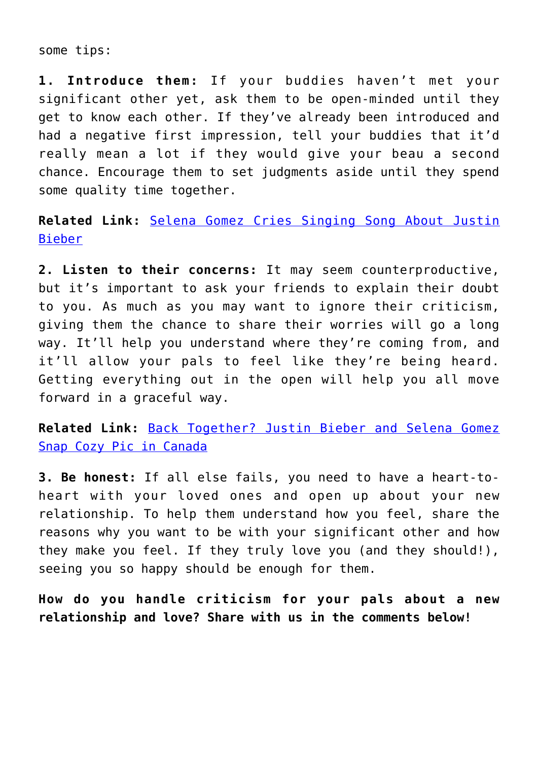some tips:

**1. Introduce them:** If your buddies haven't met your significant other yet, ask them to be open-minded until they get to know each other. If they've already been introduced and had a negative first impression, tell your buddies that it'd really mean a lot if they would give your beau a second chance. Encourage them to set judgments aside until they spend some quality time together.

**Related Link:** Selena Gomez Cries Singing Song About Justin Bieber

**2. Listen to their concerns:** It may seem counterproductive, but it's important to ask your friends to explain their doubt to you. As much as you may want to ignore their criticism, giving them the chance to share their worries will go a long way. It'll help you understand where they're coming from, and it'll allow your pals to feel like they're being heard. Getting everything out in the open will help you all move forward in a graceful way.

**Related Link:** Back Together? Justin Bieber and Selena Gomez Snap Cozy Pic in Canada

**3. Be honest:** If all else fails, you need to have a heart-to-heart with your loved ones and open up about your new relationship. To help them understand how you feel, share the reasons why you want to be with your significant other and how they make you feel. If they truly love you (and they should!), seeing you so happy should be enough for them.

**How do you handle criticism for your pals about a new relationship and love? Share with us in the comments below!**